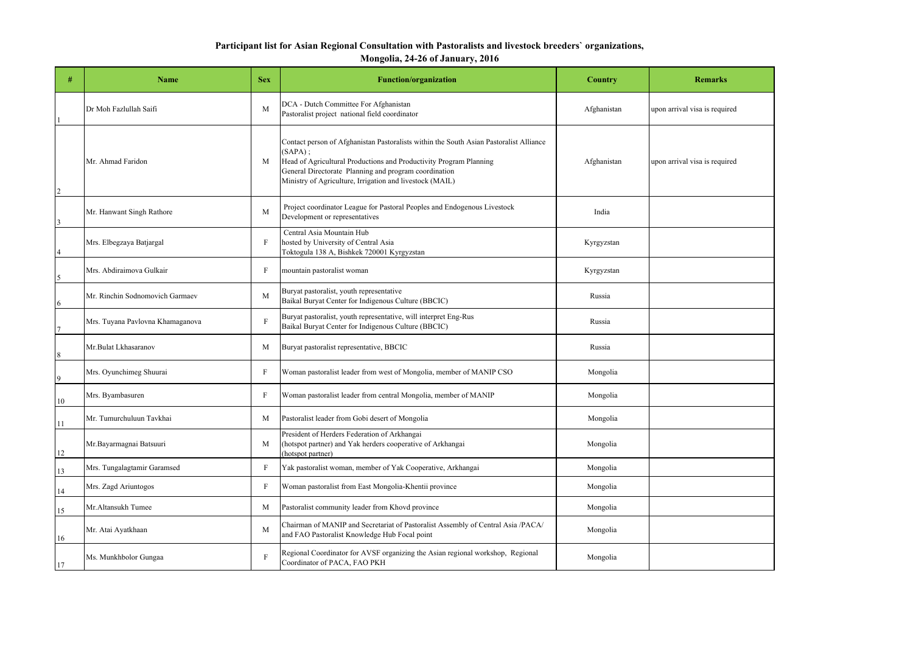**Participant list for Asian Regional Consultation with Pastoralists and livestock breeders` organizations, Mongolia, 24-26 of January, 2016**

| # | Name | Sex | Function/organization | Country | Remarks |
|---|---|---|---|---|---|
| 1 | Dr Moh Fazlullah Saifi | M | DCA - Dutch Committee For Afghanistan<br>Pastoralist project national field coordinator | Afghanistan | upon arrival visa is required |
| 2 | Mr. Ahmad Faridon | M | Contact person of Afghanistan Pastoralists within the South Asian Pastoralist Alliance (SAPA) ;<br>Head of Agricultural Productions and Productivity Program Planning<br>General Directorate Planning and program coordination<br>Ministry of Agriculture, Irrigation and livestock (MAIL) | Afghanistan | upon arrival visa is required |
| 3 | Mr. Hanwant Singh Rathore | M | Project coordinator League for Pastoral Peoples and Endogenous Livestock Development or representatives | India | |
| 4 | Mrs. Elbegzaya Batjargal | F | Central Asia Mountain Hub<br>hosted by University of Central Asia<br>Toktogula 138 A, Bishkek 720001 Kyrgyzstan | Kyrgyzstan | |
| 5 | Mrs. Abdiraimova Gulkair | F | mountain pastoralist woman | Kyrgyzstan | |
| 6 | Mr. Rinchin Sodnomovich Garmaev | M | Buryat pastoralist, youth representative<br>Baikal Buryat Center for Indigenous Culture (BBCIC) | Russia | |
| 7 | Mrs. Tuyana Pavlovna Khamaganova | F | Buryat pastoralist, youth representative, will interpret Eng-Rus<br>Baikal Buryat Center for Indigenous Culture (BBCIC) | Russia | |
| 8 | Mr.Bulat Lkhasaranov | M | Buryat pastoralist representative, BBCIC | Russia | |
| 9 | Mrs. Oyunchimeg Shuurai | F | Woman pastoralist leader from west of Mongolia, member of MANIP CSO | Mongolia | |
| 10 | Mrs. Byambasuren | F | Woman pastoralist leader from central Mongolia, member of MANIP | Mongolia | |
| 11 | Mr. Tumurchuluun Tavkhai | M | Pastoralist leader from Gobi desert of Mongolia | Mongolia | |
| 12 | Mr.Bayarmagnai Batsuuri | M | President of Herders Federation of Arkhangai<br>(hotspot partner) and Yak herders cooperative of Arkhangai<br>(hotspot partner) | Mongolia | |
| 13 | Mrs. Tungalagtamir Garamsed | F | Yak pastoralist woman, member of Yak Cooperative, Arkhangai | Mongolia | |
| 14 | Mrs. Zagd Ariuntogos | F | Woman pastoralist from East Mongolia-Khentii province | Mongolia | |
| 15 | Mr.Altansukh Tumee | M | Pastoralist community leader from Khovd province | Mongolia | |
| 16 | Mr. Atai Ayatkhaan | M | Chairman of MANIP and Secretariat of Pastoralist Assembly of Central Asia /PACA/ and FAO Pastoralist Knowledge Hub Focal point | Mongolia | |
| 17 | Ms. Munkhbolor Gungaa | F | Regional Coordinator for AVSF organizing the Asian regional workshop, Regional Coordinator of PACA, FAO PKH | Mongolia | |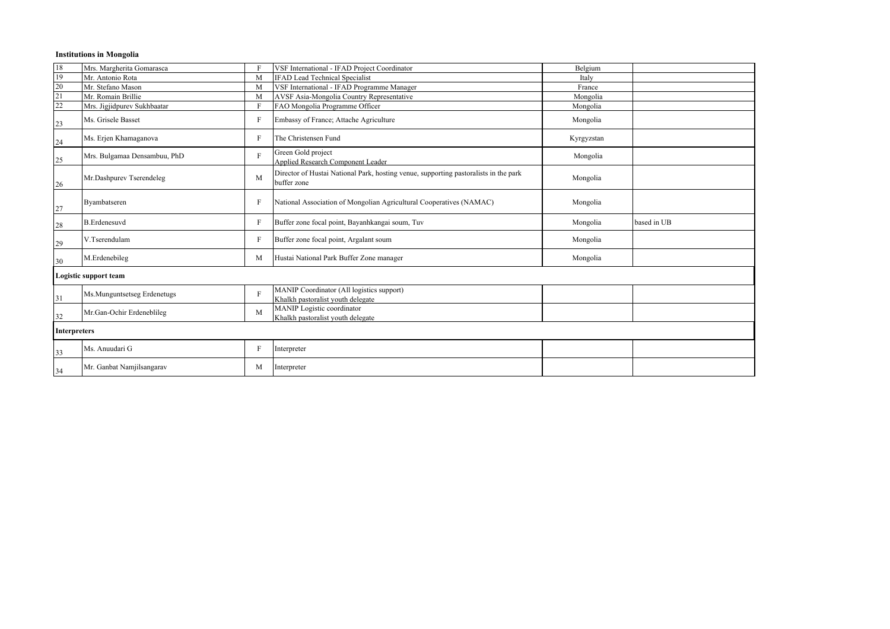**Institutions in Mongolia**

| | | | | | |
|---|---|---|---|---|---|
| 18 | Mrs. Margherita Gomarasca | F | VSF International - IFAD Project Coordinator | Belgium | |
| 19 | Mr. Antonio Rota | M | IFAD Lead Technical Specialist | Italy | |
| 20 | Mr. Stefano Mason | M | VSF International - IFAD Programme Manager | France | |
| 21 | Mr. Romain Brillie | M | AVSF Asia-Mongolia Country Representative | Mongolia | |
| 22 | Mrs. Jigjidpurev Sukhbaatar | F | FAO Mongolia Programme Officer | Mongolia | |
| 23 | Ms. Grisele Basset | F | Embassy of France; Attache Agriculture | Mongolia | |
| 24 | Ms. Erjen Khamaganova | F | The Christensen Fund | Kyrgyzstan | |
| 25 | Mrs. Bulgamaa Densambuu, PhD | F | Green Gold project<br>Applied Research Component Leader | Mongolia | |
| 26 | Mr.Dashpurev Tserendeleg | M | Director of Hustai National Park, hosting venue, supporting pastoralists in the park buffer zone | Mongolia | |
| 27 | Byambatseren | F | National Association of Mongolian Agricultural Cooperatives (NAMAC) | Mongolia | |
| 28 | B.Erdenesuvd | F | Buffer zone focal point, Bayanhkangai soum, Tuv | Mongolia | based in UB |
| 29 | V.Tserendulam | F | Buffer zone focal point, Argalant soum | Mongolia | |
| 30 | M.Erdenebileg | M | Hustai National Park Buffer Zone manager | Mongolia | |
| **Logistic support team** | | | | | |
| 31 | Ms.Munguntsetseg Erdenetugs | F | MANIP Coordinator (All logistics support)<br>Khalkh pastoralist youth delegate | | |
| 32 | Mr.Gan-Ochir Erdeneblileg | M | MANIP Logistic coordinator<br>Khalkh pastoralist youth delegate | | |
| **Interpreters** | | | | | |
| 33 | Ms. Anuudari G | F | Interpreter | | |
| 34 | Mr. Ganbat Namjilsangarav | M | Interpreter | | |